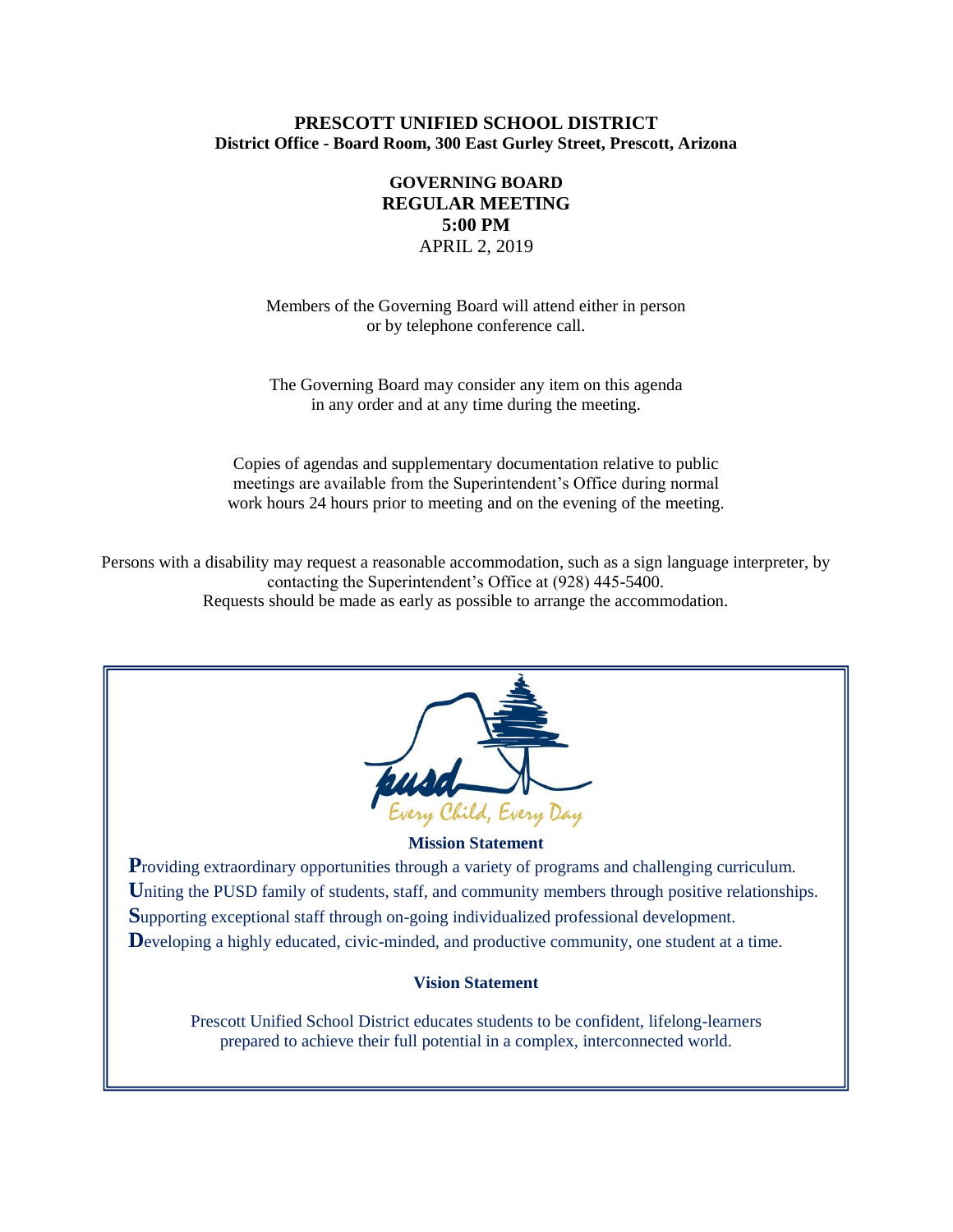**PRESCOTT UNIFIED SCHOOL DISTRICT**
**District Office - Board Room, 300 East Gurley Street, Prescott, Arizona**

# GOVERNING BOARD REGULAR MEETING

**5:00 PM**

APRIL 2, 2019

Members of the Governing Board will attend either in person or by telephone conference call.

The Governing Board may consider any item on this agenda in any order and at any time during the meeting.

Copies of agendas and supplementary documentation relative to public meetings are available from the Superintendent's Office during normal work hours 24 hours prior to meeting and on the evening of the meeting.

Persons with a disability may request a reasonable accommodation, such as a sign language interpreter, by contacting the Superintendent's Office at (928) 445-5400. Requests should be made as early as possible to arrange the accommodation.

pusd

*Every Child, Every Day*

**Mission Statement**

**P**roviding extraordinary opportunities through a variety of programs and challenging curriculum.
**U**niting the PUSD family of students, staff, and community members through positive relationships.
**S**upporting exceptional staff through on-going individualized professional development.
**D**eveloping a highly educated, civic-minded, and productive community, one student at a time.

**Vision Statement**

Prescott Unified School District educates students to be confident, lifelong-learners prepared to achieve their full potential in a complex, interconnected world.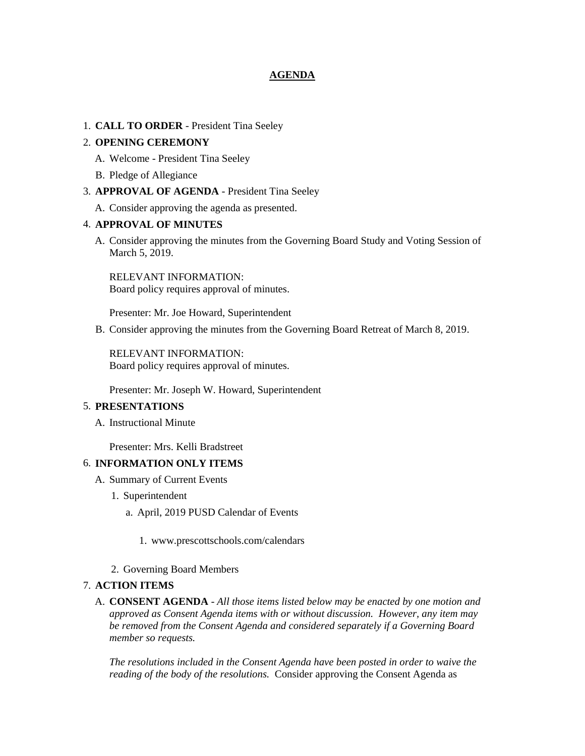## AGENDA

1. **CALL TO ORDER** - President Tina Seeley
2. **OPENING CEREMONY**
   A. Welcome - President Tina Seeley
   B. Pledge of Allegiance
3. **APPROVAL OF AGENDA** - President Tina Seeley
   A. Consider approving the agenda as presented.
4. **APPROVAL OF MINUTES**
   A. Consider approving the minutes from the Governing Board Study and Voting Session of March 5, 2019.

      RELEVANT INFORMATION:
      Board policy requires approval of minutes.

      Presenter: Mr. Joe Howard, Superintendent

   B. Consider approving the minutes from the Governing Board Retreat of March 8, 2019.

      RELEVANT INFORMATION:
      Board policy requires approval of minutes.

      Presenter: Mr. Joseph W. Howard, Superintendent
5. **PRESENTATIONS**
   A. Instructional Minute

      Presenter: Mrs. Kelli Bradstreet
6. **INFORMATION ONLY ITEMS**
   A. Summary of Current Events
      1. Superintendent
         a. April, 2019 PUSD Calendar of Events
            1. www.prescottschools.com/calendars
      2. Governing Board Members
7. **ACTION ITEMS**
   A. **CONSENT AGENDA** - *All those items listed below may be enacted by one motion and approved as Consent Agenda items with or without discussion. However, any item may be removed from the Consent Agenda and considered separately if a Governing Board member so requests.*

      *The resolutions included in the Consent Agenda have been posted in order to waive the reading of the body of the resolutions.* Consider approving the Consent Agenda as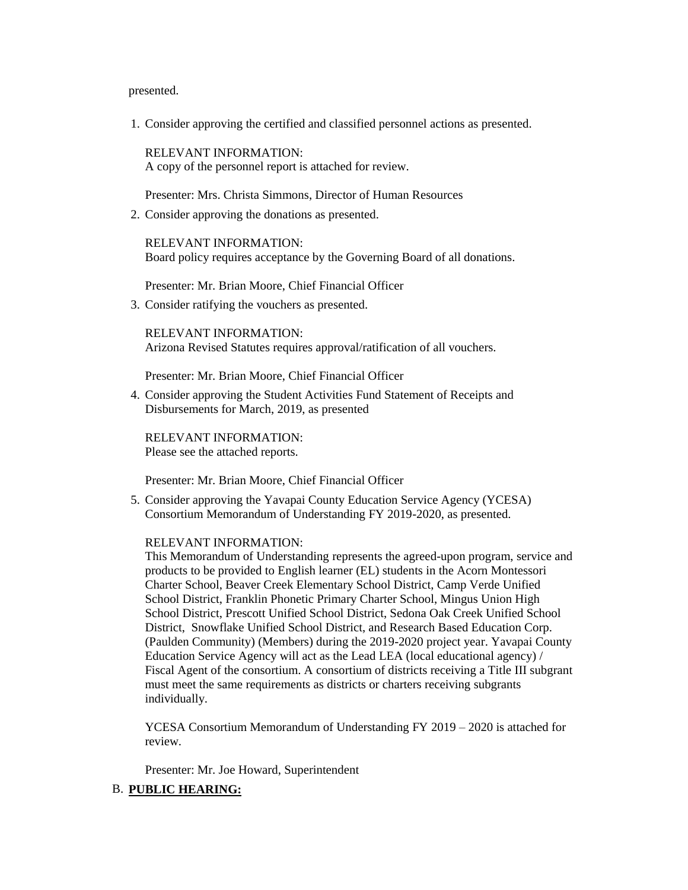presented.

1. Consider approving the certified and classified personnel actions as presented.

   RELEVANT INFORMATION:
   A copy of the personnel report is attached for review.

   Presenter: Mrs. Christa Simmons, Director of Human Resources

2. Consider approving the donations as presented.

   RELEVANT INFORMATION:
   Board policy requires acceptance by the Governing Board of all donations.

   Presenter: Mr. Brian Moore, Chief Financial Officer

3. Consider ratifying the vouchers as presented.

   RELEVANT INFORMATION:
   Arizona Revised Statutes requires approval/ratification of all vouchers.

   Presenter: Mr. Brian Moore, Chief Financial Officer

4. Consider approving the Student Activities Fund Statement of Receipts and Disbursements for March, 2019, as presented

   RELEVANT INFORMATION:
   Please see the attached reports.

   Presenter: Mr. Brian Moore, Chief Financial Officer

5. Consider approving the Yavapai County Education Service Agency (YCESA) Consortium Memorandum of Understanding FY 2019-2020, as presented.

   RELEVANT INFORMATION:
   This Memorandum of Understanding represents the agreed-upon program, service and products to be provided to English learner (EL) students in the Acorn Montessori Charter School, Beaver Creek Elementary School District, Camp Verde Unified School District, Franklin Phonetic Primary Charter School, Mingus Union High School District, Prescott Unified School District, Sedona Oak Creek Unified School District, Snowflake Unified School District, and Research Based Education Corp. (Paulden Community) (Members) during the 2019-2020 project year. Yavapai County Education Service Agency will act as the Lead LEA (local educational agency) / Fiscal Agent of the consortium. A consortium of districts receiving a Title III subgrant must meet the same requirements as districts or charters receiving subgrants individually.

   YCESA Consortium Memorandum of Understanding FY 2019 – 2020 is attached for review.

   Presenter: Mr. Joe Howard, Superintendent

B. **PUBLIC HEARING:**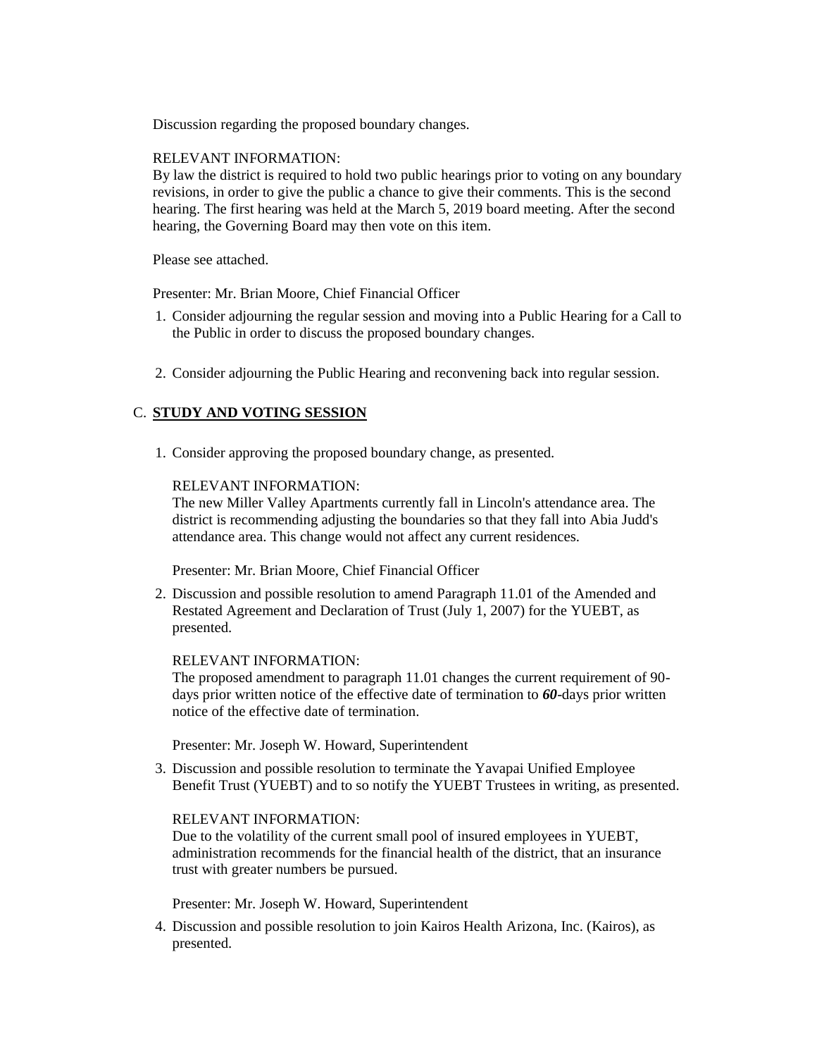Discussion regarding the proposed boundary changes.

RELEVANT INFORMATION:
By law the district is required to hold two public hearings prior to voting on any boundary revisions, in order to give the public a chance to give their comments. This is the second hearing. The first hearing was held at the March 5, 2019 board meeting. After the second hearing, the Governing Board may then vote on this item.

Please see attached.

Presenter: Mr. Brian Moore, Chief Financial Officer

1. Consider adjourning the regular session and moving into a Public Hearing for a Call to the Public in order to discuss the proposed boundary changes.

2. Consider adjourning the Public Hearing and reconvening back into regular session.

C. **STUDY AND VOTING SESSION**

1. Consider approving the proposed boundary change, as presented.

   RELEVANT INFORMATION:
   The new Miller Valley Apartments currently fall in Lincoln's attendance area. The district is recommending adjusting the boundaries so that they fall into Abia Judd's attendance area. This change would not affect any current residences.

   Presenter: Mr. Brian Moore, Chief Financial Officer

2. Discussion and possible resolution to amend Paragraph 11.01 of the Amended and Restated Agreement and Declaration of Trust (July 1, 2007) for the YUEBT, as presented.

   RELEVANT INFORMATION:
   The proposed amendment to paragraph 11.01 changes the current requirement of 90-days prior written notice of the effective date of termination to ***60***-days prior written notice of the effective date of termination.

   Presenter: Mr. Joseph W. Howard, Superintendent

3. Discussion and possible resolution to terminate the Yavapai Unified Employee Benefit Trust (YUEBT) and to so notify the YUEBT Trustees in writing, as presented.

   RELEVANT INFORMATION:
   Due to the volatility of the current small pool of insured employees in YUEBT, administration recommends for the financial health of the district, that an insurance trust with greater numbers be pursued.

   Presenter: Mr. Joseph W. Howard, Superintendent

4. Discussion and possible resolution to join Kairos Health Arizona, Inc. (Kairos), as presented.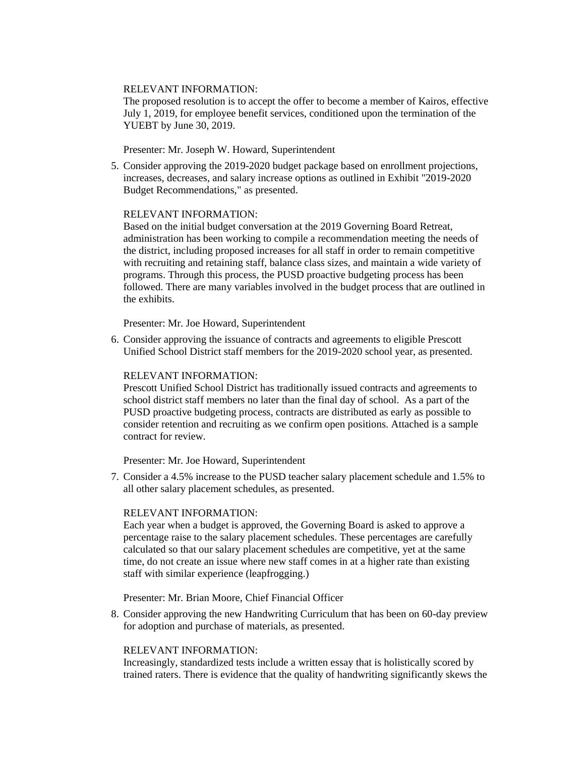RELEVANT INFORMATION:
The proposed resolution is to accept the offer to become a member of Kairos, effective July 1, 2019, for employee benefit services, conditioned upon the termination of the YUEBT by June 30, 2019.

Presenter: Mr. Joseph W. Howard, Superintendent

5. Consider approving the 2019-2020 budget package based on enrollment projections, increases, decreases, and salary increase options as outlined in Exhibit "2019-2020 Budget Recommendations," as presented.

   RELEVANT INFORMATION:
   Based on the initial budget conversation at the 2019 Governing Board Retreat, administration has been working to compile a recommendation meeting the needs of the district, including proposed increases for all staff in order to remain competitive with recruiting and retaining staff, balance class sizes, and maintain a wide variety of programs. Through this process, the PUSD proactive budgeting process has been followed. There are many variables involved in the budget process that are outlined in the exhibits.

   Presenter: Mr. Joe Howard, Superintendent

6. Consider approving the issuance of contracts and agreements to eligible Prescott Unified School District staff members for the 2019-2020 school year, as presented.

   RELEVANT INFORMATION:
   Prescott Unified School District has traditionally issued contracts and agreements to school district staff members no later than the final day of school. As a part of the PUSD proactive budgeting process, contracts are distributed as early as possible to consider retention and recruiting as we confirm open positions. Attached is a sample contract for review.

   Presenter: Mr. Joe Howard, Superintendent

7. Consider a 4.5% increase to the PUSD teacher salary placement schedule and 1.5% to all other salary placement schedules, as presented.

   RELEVANT INFORMATION:
   Each year when a budget is approved, the Governing Board is asked to approve a percentage raise to the salary placement schedules. These percentages are carefully calculated so that our salary placement schedules are competitive, yet at the same time, do not create an issue where new staff comes in at a higher rate than existing staff with similar experience (leapfrogging.)

   Presenter: Mr. Brian Moore, Chief Financial Officer

8. Consider approving the new Handwriting Curriculum that has been on 60-day preview for adoption and purchase of materials, as presented.

   RELEVANT INFORMATION:
   Increasingly, standardized tests include a written essay that is holistically scored by trained raters. There is evidence that the quality of handwriting significantly skews the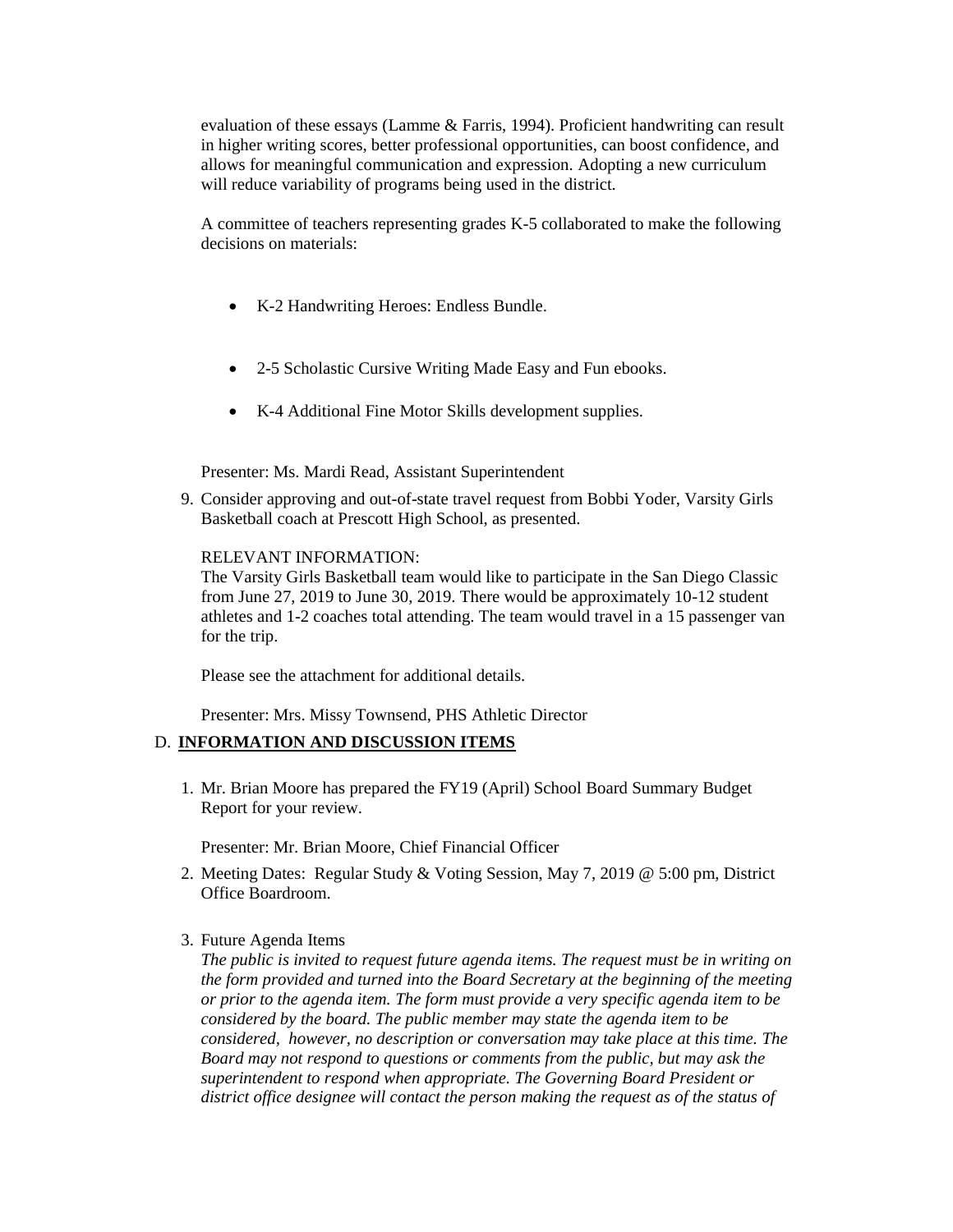evaluation of these essays (Lamme & Farris, 1994). Proficient handwriting can result in higher writing scores, better professional opportunities, can boost confidence, and allows for meaningful communication and expression. Adopting a new curriculum will reduce variability of programs being used in the district.

A committee of teachers representing grades K-5 collaborated to make the following decisions on materials:

- K-2 Handwriting Heroes: Endless Bundle.
- 2-5 Scholastic Cursive Writing Made Easy and Fun ebooks.
- K-4 Additional Fine Motor Skills development supplies.

Presenter: Ms. Mardi Read, Assistant Superintendent

9. Consider approving and out-of-state travel request from Bobbi Yoder, Varsity Girls Basketball coach at Prescott High School, as presented.

   RELEVANT INFORMATION:
   The Varsity Girls Basketball team would like to participate in the San Diego Classic from June 27, 2019 to June 30, 2019. There would be approximately 10-12 student athletes and 1-2 coaches total attending. The team would travel in a 15 passenger van for the trip.

   Please see the attachment for additional details.

   Presenter: Mrs. Missy Townsend, PHS Athletic Director

## D. **INFORMATION AND DISCUSSION ITEMS**

1. Mr. Brian Moore has prepared the FY19 (April) School Board Summary Budget Report for your review.

   Presenter: Mr. Brian Moore, Chief Financial Officer

2. Meeting Dates: Regular Study & Voting Session, May 7, 2019 @ 5:00 pm, District Office Boardroom.

3. Future Agenda Items
   *The public is invited to request future agenda items. The request must be in writing on the form provided and turned into the Board Secretary at the beginning of the meeting or prior to the agenda item. The form must provide a very specific agenda item to be considered by the board. The public member may state the agenda item to be considered, however, no description or conversation may take place at this time. The Board may not respond to questions or comments from the public, but may ask the superintendent to respond when appropriate. The Governing Board President or district office designee will contact the person making the request as of the status of*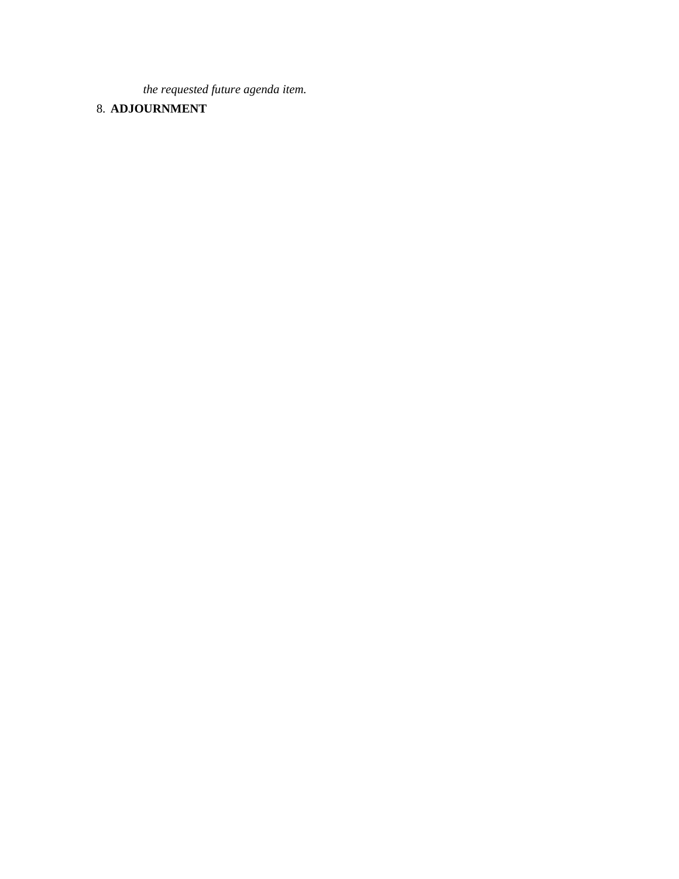*the requested future agenda item.*

8. **ADJOURNMENT**